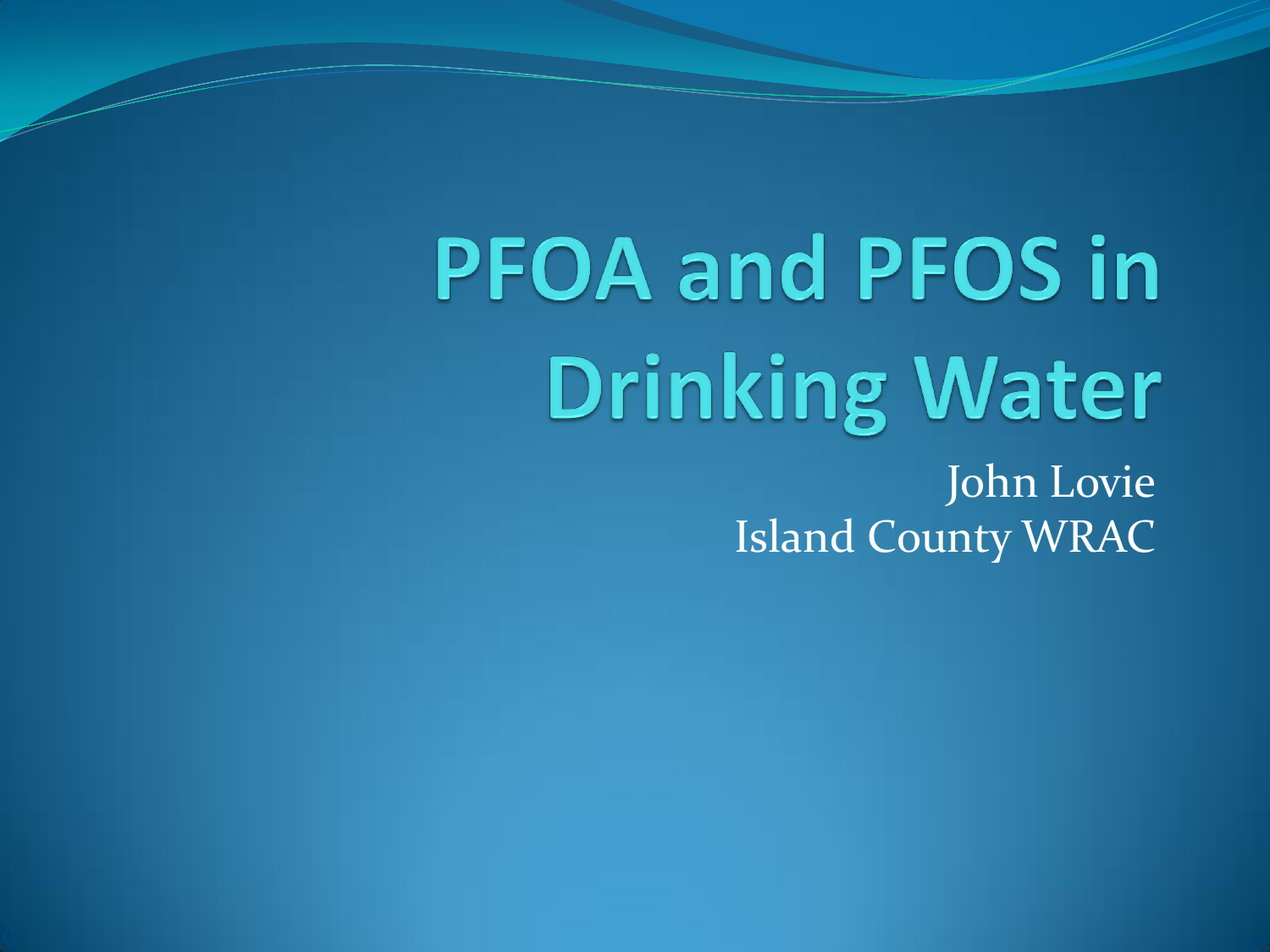# PFOA and PFOS in Drinking Water

John Lovie
Island County WRAC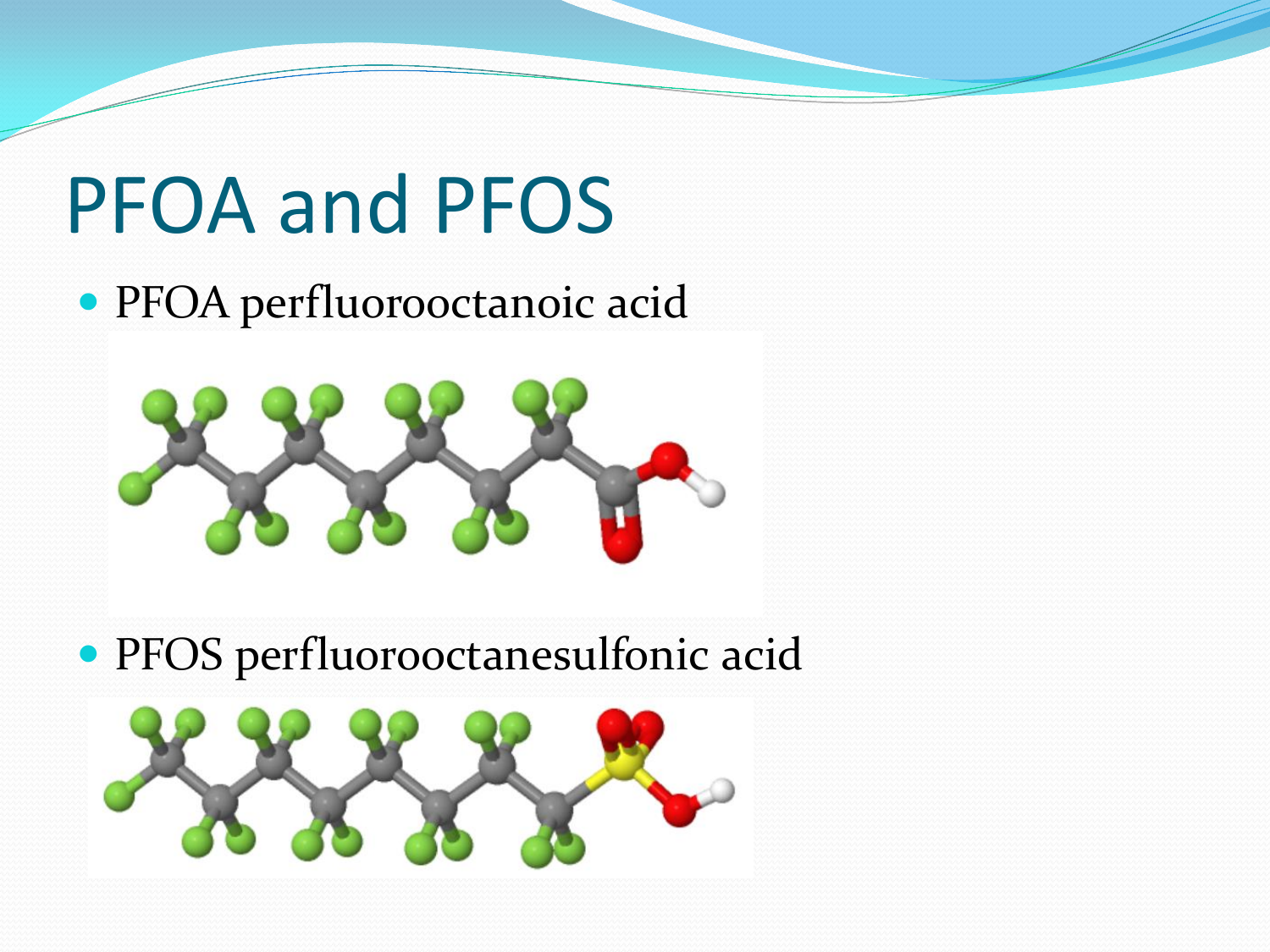# PFOA and PFOS

- PFOA perfluorooctanoic acid
- PFOS perfluorooctanesulfonic acid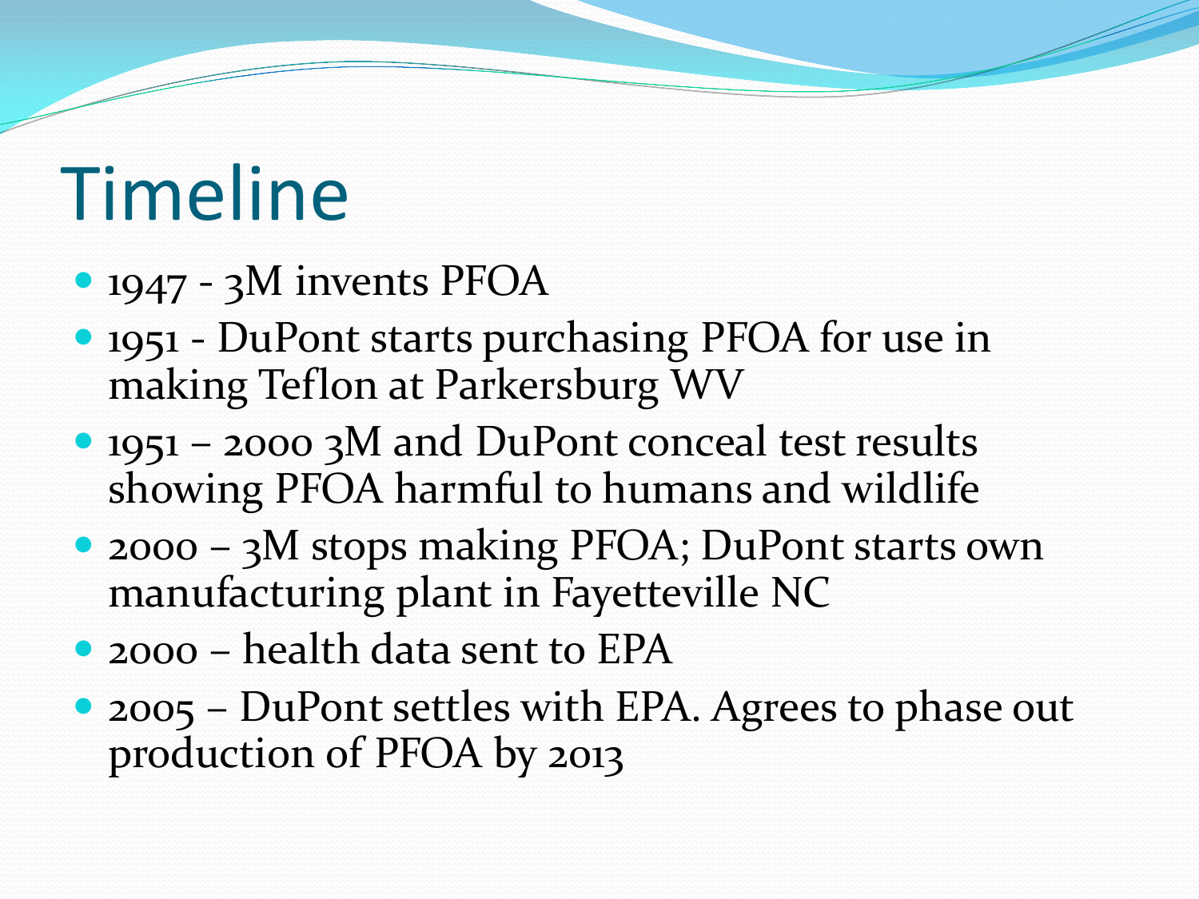# Timeline

- 1947 - 3M invents PFOA
- 1951 - DuPont starts purchasing PFOA for use in making Teflon at Parkersburg WV
- 1951 – 2000 3M and DuPont conceal test results showing PFOA harmful to humans and wildlife
- 2000 – 3M stops making PFOA; DuPont starts own manufacturing plant in Fayetteville NC
- 2000 – health data sent to EPA
- 2005 – DuPont settles with EPA. Agrees to phase out production of PFOA by 2013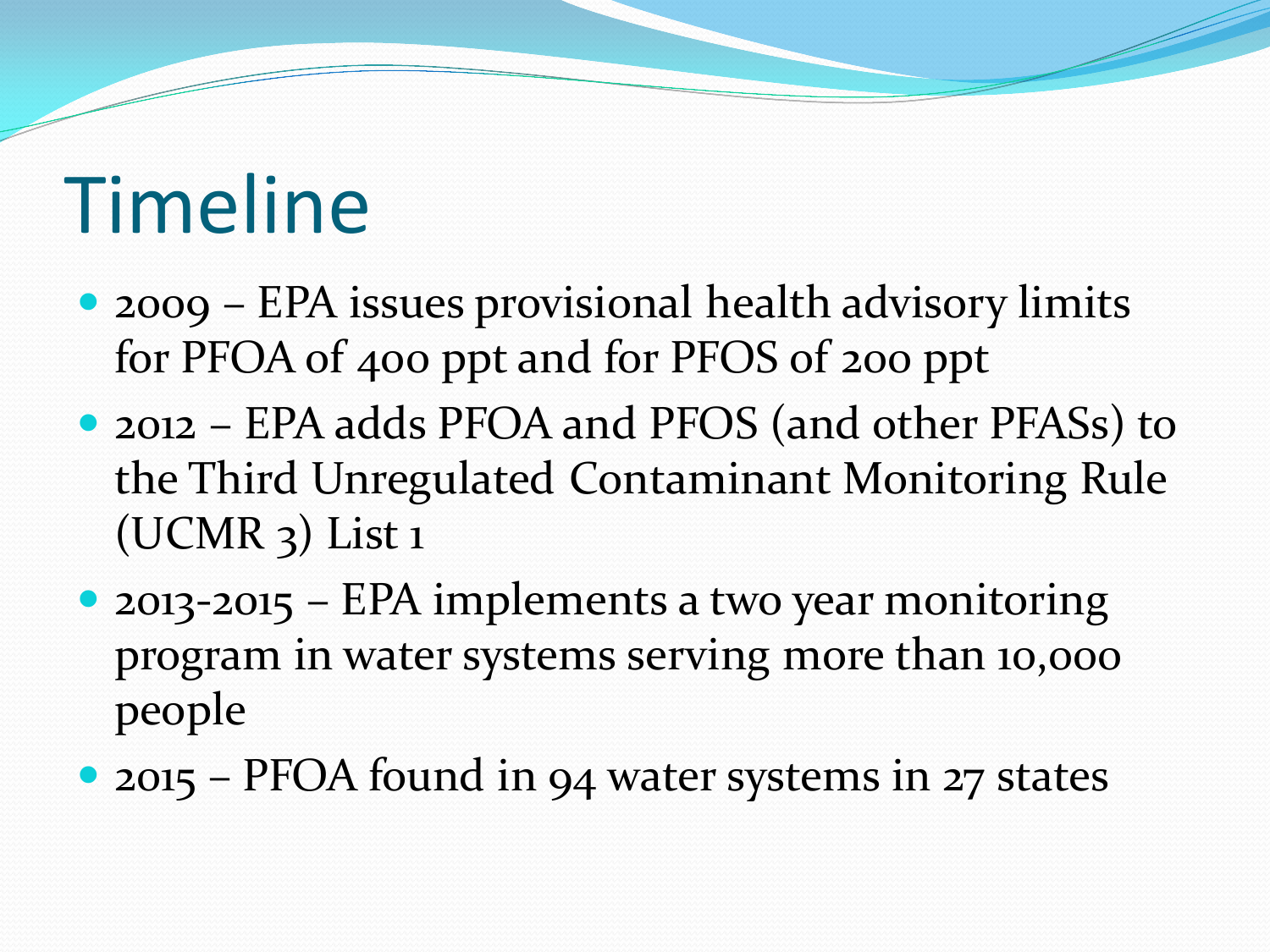# Timeline

- 2009 – EPA issues provisional health advisory limits for PFOA of 400 ppt and for PFOS of 200 ppt
- 2012 – EPA adds PFOA and PFOS (and other PFASs) to the Third Unregulated Contaminant Monitoring Rule (UCMR 3) List 1
- 2013-2015 – EPA implements a two year monitoring program in water systems serving more than 10,000 people
- 2015 – PFOA found in 94 water systems in 27 states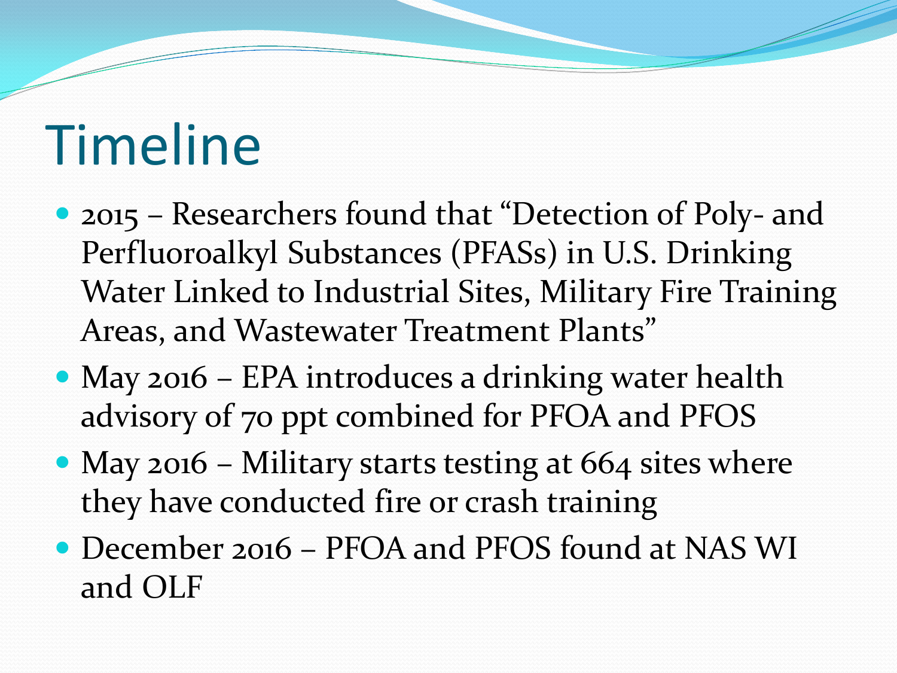# Timeline

- 2015 – Researchers found that "Detection of Poly- and Perfluoroalkyl Substances (PFASs) in U.S. Drinking Water Linked to Industrial Sites, Military Fire Training Areas, and Wastewater Treatment Plants"
- May 2016 – EPA introduces a drinking water health advisory of 70 ppt combined for PFOA and PFOS
- May 2016 – Military starts testing at 664 sites where they have conducted fire or crash training
- December 2016 – PFOA and PFOS found at NAS WI and OLF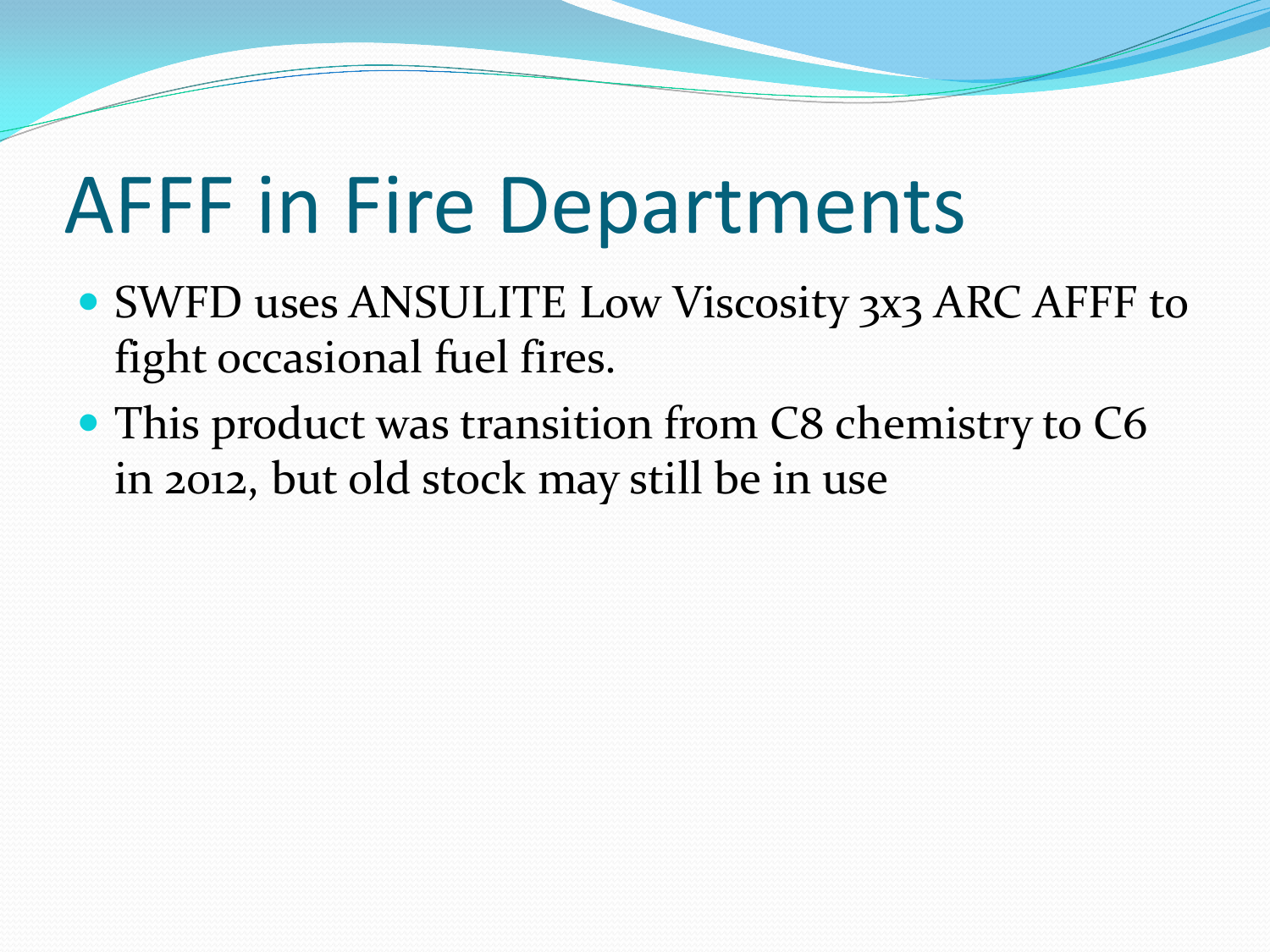# AFFF in Fire Departments

- SWFD uses ANSULITE Low Viscosity 3x3 ARC AFFF to fight occasional fuel fires.
- This product was transition from C8 chemistry to C6 in 2012, but old stock may still be in use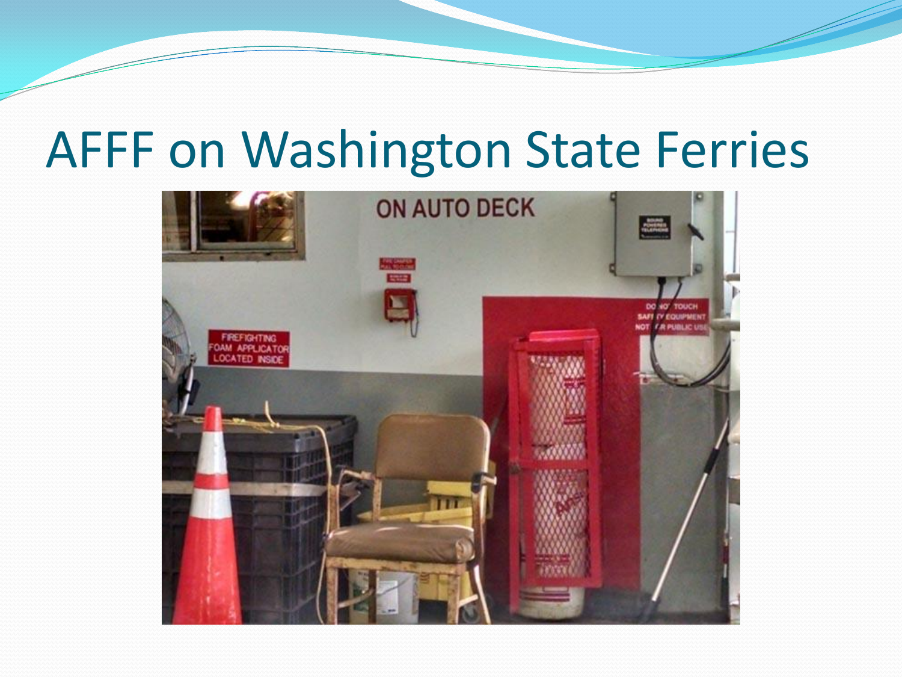# AFFF on Washington State Ferries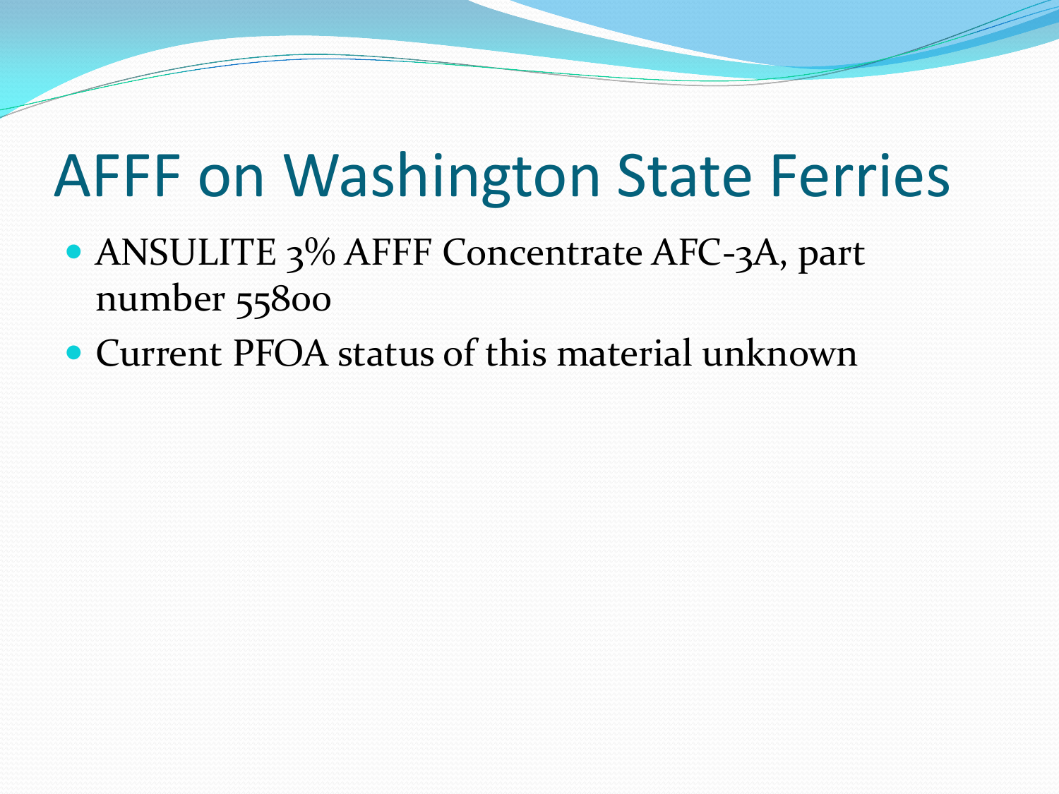# AFFF on Washington State Ferries

- ANSULITE 3% AFFF Concentrate AFC-3A, part number 55800
- Current PFOA status of this material unknown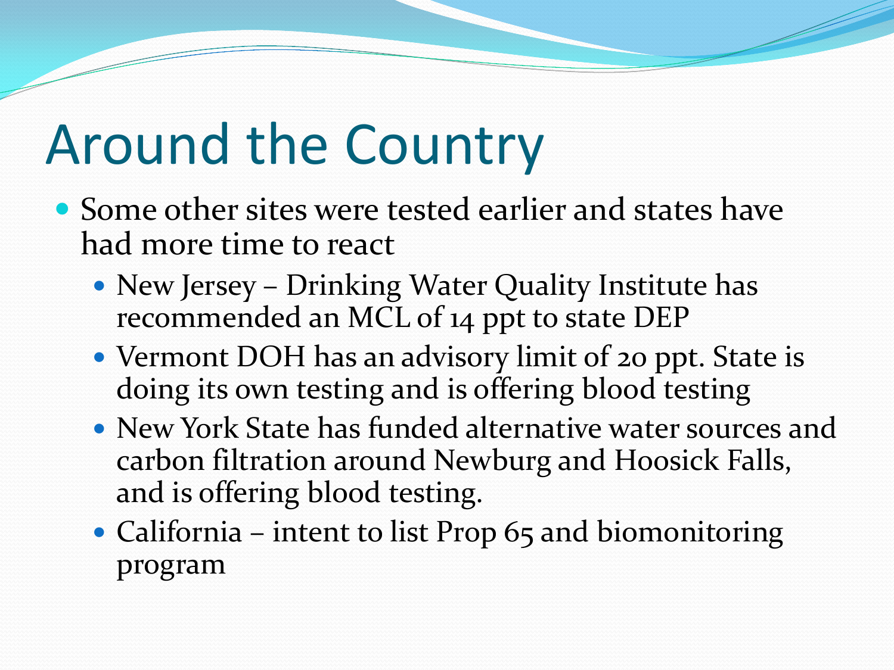# Around the Country

- Some other sites were tested earlier and states have had more time to react
  - New Jersey – Drinking Water Quality Institute has recommended an MCL of 14 ppt to state DEP
  - Vermont DOH has an advisory limit of 20 ppt. State is doing its own testing and is offering blood testing
  - New York State has funded alternative water sources and carbon filtration around Newburg and Hoosick Falls, and is offering blood testing.
  - California – intent to list Prop 65 and biomonitoring program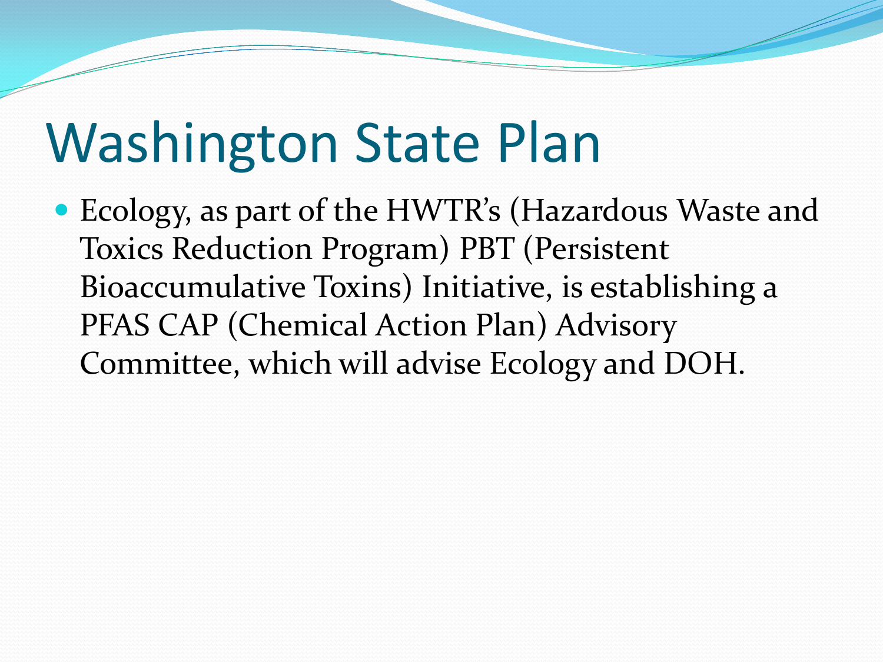# Washington State Plan

- Ecology, as part of the HWTR's (Hazardous Waste and Toxics Reduction Program) PBT (Persistent Bioaccumulative Toxins) Initiative, is establishing a PFAS CAP (Chemical Action Plan) Advisory Committee, which will advise Ecology and DOH.